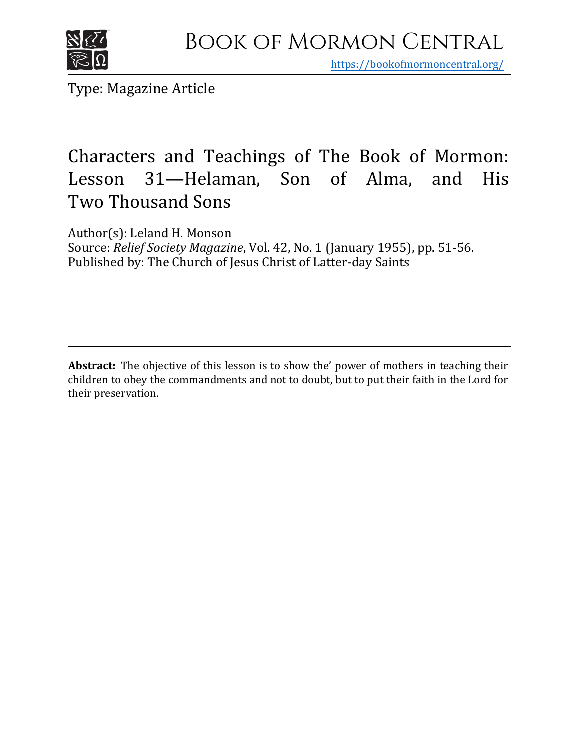Book of Mormon Central

https://bookofmormoncentral.org/

Type: Magazine Article

# Characters and Teachings of The Book of Mormon: Lesson 31—Helaman, Son of Alma, and His Two Thousand Sons

Author(s): Leland H. Monson
Source: *Relief Society Magazine*, Vol. 42, No. 1 (January 1955), pp. 51-56.
Published by: The Church of Jesus Christ of Latter-day Saints

**Abstract:** The objective of this lesson is to show the' power of mothers in teaching their children to obey the commandments and not to doubt, but to put their faith in the Lord for their preservation.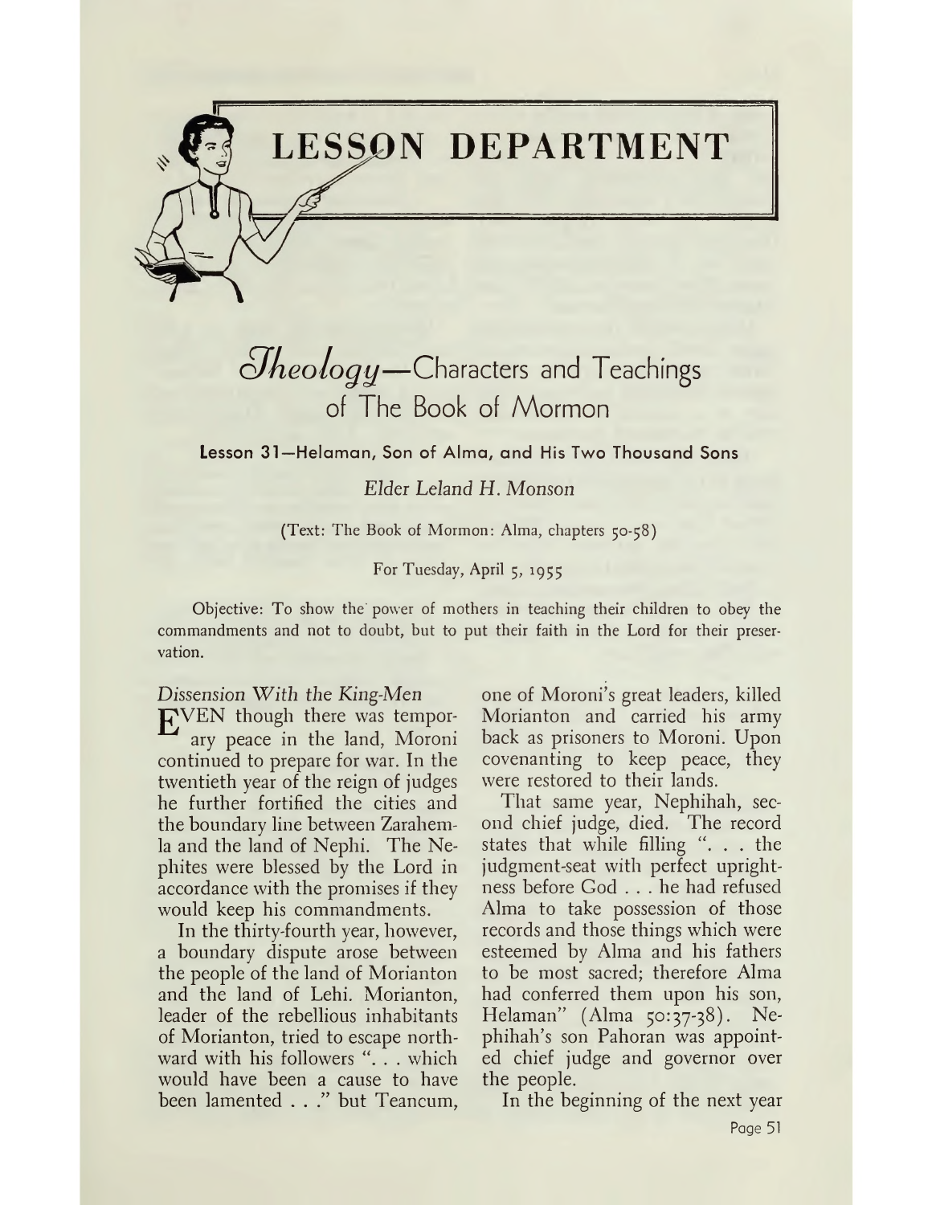# LESSON DEPARTMENT

## *Theology*—Characters and Teachings of The Book of Mormon

### Lesson 31—Helaman, Son of Alma, and His Two Thousand Sons

*Elder Leland H. Monson*

(Text: The Book of Mormon: Alma, chapters 50-58)

For Tuesday, April 5, 1955

Objective: To show the power of mothers in teaching their children to obey the commandments and not to doubt, but to put their faith in the Lord for their preservation.

*Dissension With the King-Men*

EVEN though there was temporary peace in the land, Moroni continued to prepare for war. In the twentieth year of the reign of judges he further fortified the cities and the boundary line between Zarahemla and the land of Nephi. The Nephites were blessed by the Lord in accordance with the promises if they would keep his commandments.

In the thirty-fourth year, however, a boundary dispute arose between the people of the land of Morianton and the land of Lehi. Morianton, leader of the rebellious inhabitants of Morianton, tried to escape northward with his followers ". . . which would have been a cause to have been lamented . . ." but Teancum, one of Moroni's great leaders, killed Morianton and carried his army back as prisoners to Moroni. Upon covenanting to keep peace, they were restored to their lands.

That same year, Nephihah, second chief judge, died. The record states that while filling ". . . the judgment-seat with perfect uprightness before God . . . he had refused Alma to take possession of those records and those things which were esteemed by Alma and his fathers to be most sacred; therefore Alma had conferred them upon his son, Helaman" (Alma 50:37-38). Nephihah's son Pahoran was appointed chief judge and governor over the people.

In the beginning of the next year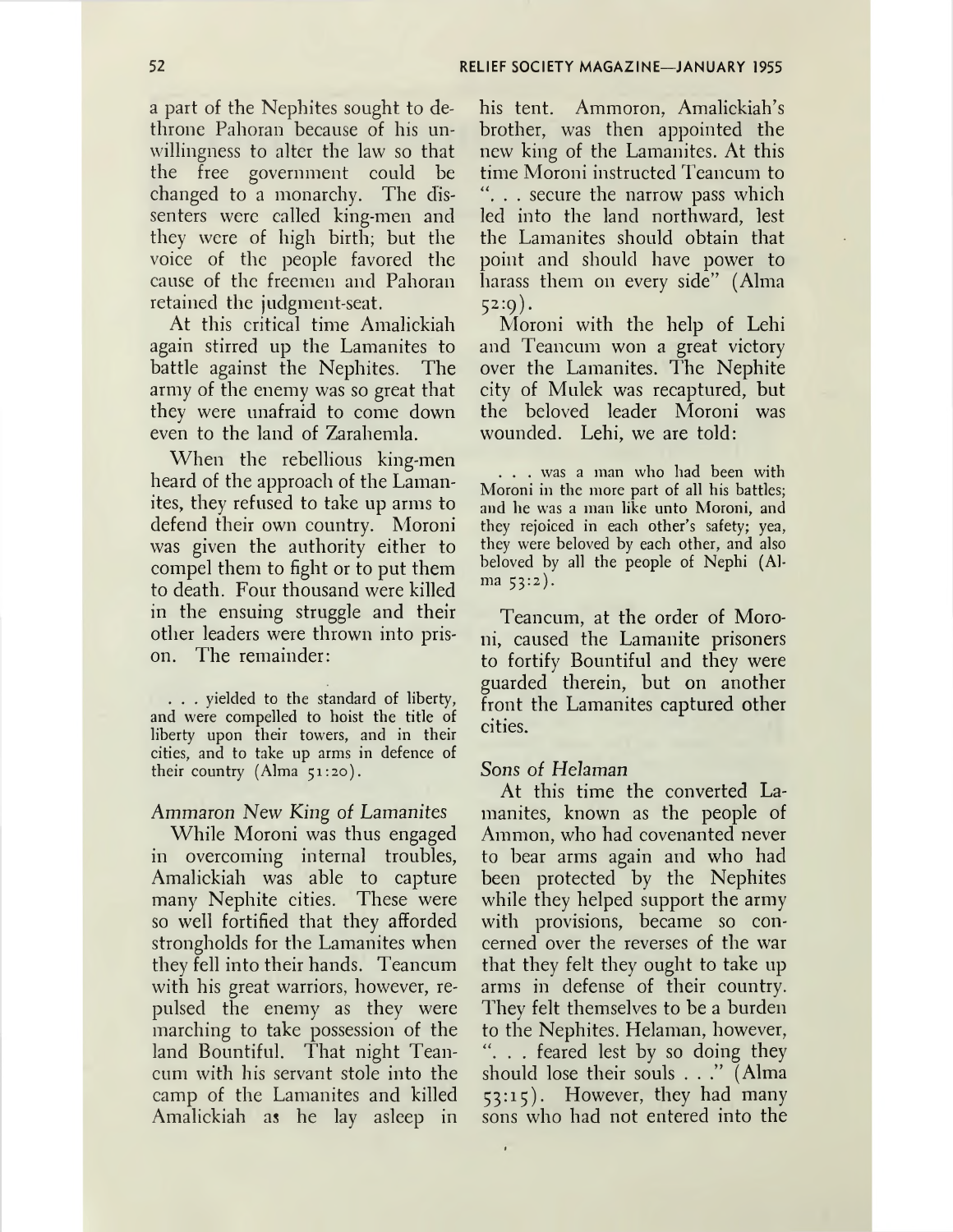a part of the Nephites sought to dethrone Pahoran because of his unwillingness to alter the law so that the free government could be changed to a monarchy. The dissenters were called king-men and they were of high birth; but the voice of the people favored the cause of the freemen and Pahoran retained the judgment-seat.

At this critical time Amalickiah again stirred up the Lamanites to battle against the Nephites. The army of the enemy was so great that they were unafraid to come down even to the land of Zarahemla.

When the rebellious king-men heard of the approach of the Lamanites, they refused to take up arms to defend their own country. Moroni was given the authority either to compel them to fight or to put them to death. Four thousand were killed in the ensuing struggle and their other leaders were thrown into prison. The remainder:

> . . . yielded to the standard of liberty, and were compelled to hoist the title of liberty upon their towers, and in their cities, and to take up arms in defence of their country (Alma 51:20).

### *Ammaron New King of Lamanites*

While Moroni was thus engaged in overcoming internal troubles, Amalickiah was able to capture many Nephite cities. These were so well fortified that they afforded strongholds for the Lamanites when they fell into their hands. Teancum with his great warriors, however, repulsed the enemy as they were marching to take possession of the land Bountiful. That night Teancum with his servant stole into the camp of the Lamanites and killed Amalickiah as he lay asleep in his tent. Ammoron, Amalickiah's brother, was then appointed the new king of the Lamanites. At this time Moroni instructed Teancum to ". . . secure the narrow pass which led into the land northward, lest the Lamanites should obtain that point and should have power to harass them on every side" (Alma 52:9).

Moroni with the help of Lehi and Teancum won a great victory over the Lamanites. The Nephite city of Mulek was recaptured, but the beloved leader Moroni was wounded. Lehi, we are told:

> . . . was a man who had been with Moroni in the more part of all his battles; and he was a man like unto Moroni, and they rejoiced in each other's safety; yea, they were beloved by each other, and also beloved by all the people of Nephi (Alma 53:2).

Teancum, at the order of Moroni, caused the Lamanite prisoners to fortify Bountiful and they were guarded therein, but on another front the Lamanites captured other cities.

### *Sons of Helaman*

At this time the converted Lamanites, known as the people of Ammon, who had covenanted never to bear arms again and who had been protected by the Nephites while they helped support the army with provisions, became so concerned over the reverses of the war that they felt they ought to take up arms in defense of their country. They felt themselves to be a burden to the Nephites. Helaman, however, ". . . feared lest by so doing they should lose their souls . . ." (Alma 53:15). However, they had many sons who had not entered into the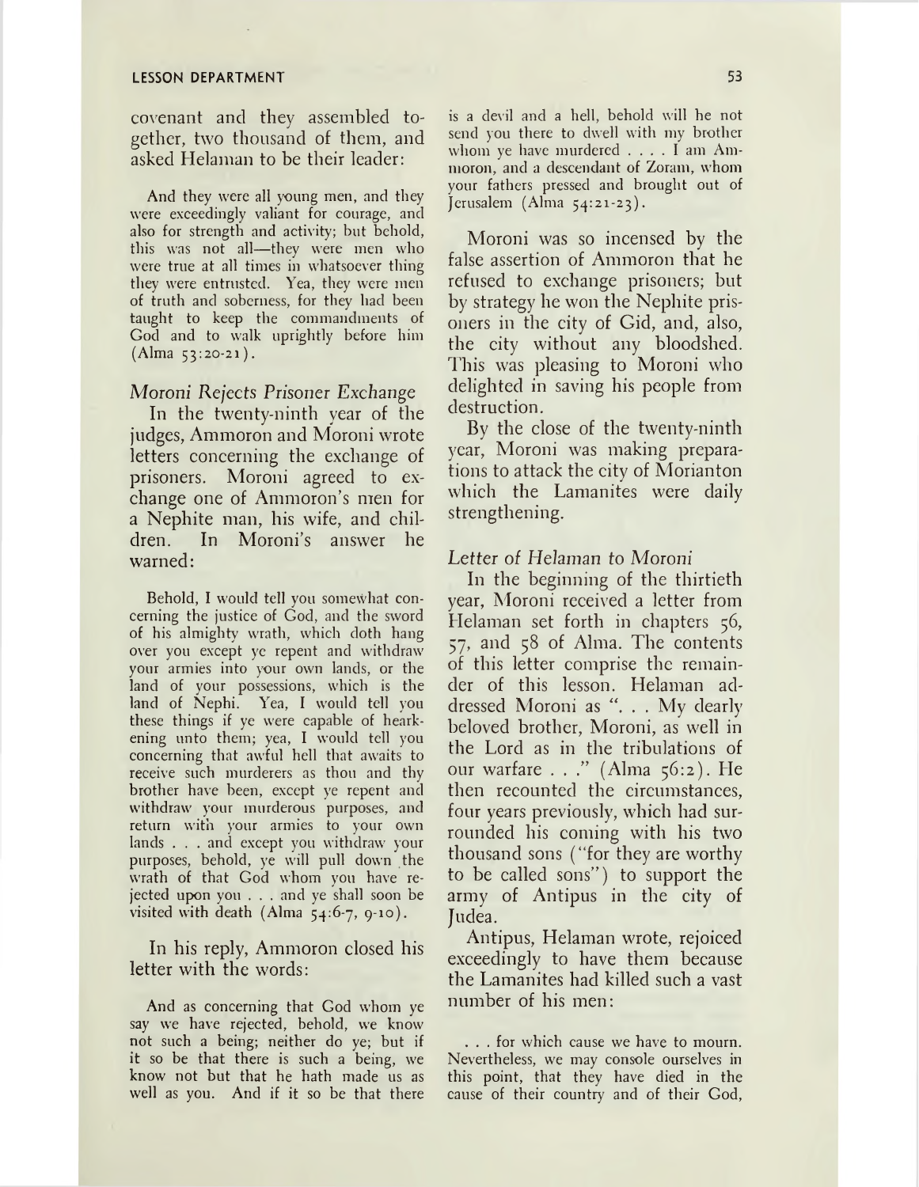covenant and they assembled together, two thousand of them, and asked Helaman to be their leader:

> And they were all young men, and they were exceedingly valiant for courage, and also for strength and activity; but behold, this was not all—they were men who were true at all times in whatsoever thing they were entrusted. Yea, they were men of truth and soberness, for they had been taught to keep the commandments of God and to walk uprightly before him (Alma 53:20-21).

### *Moroni Rejects Prisoner Exchange*

In the twenty-ninth year of the judges, Ammoron and Moroni wrote letters concerning the exchange of prisoners. Moroni agreed to exchange one of Ammoron's men for a Nephite man, his wife, and children. In Moroni's answer he warned:

> Behold, I would tell you somewhat concerning the justice of God, and the sword of his almighty wrath, which doth hang over you except ye repent and withdraw your armies into your own lands, or the land of your possessions, which is the land of Nephi. Yea, I would tell you these things if ye were capable of hearkening unto them; yea, I would tell you concerning that awful hell that awaits to receive such murderers as thou and thy brother have been, except ye repent and withdraw your murderous purposes, and return with your armies to your own lands . . . and except you withdraw your purposes, behold, ye will pull down the wrath of that God whom you have rejected upon you . . . and ye shall soon be visited with death (Alma 54:6-7, 9-10).

In his reply, Ammoron closed his letter with the words:

> And as concerning that God whom ye say we have rejected, behold, we know not such a being; neither do ye; but if it so be that there is such a being, we know not but that he hath made us as well as you. And if it so be that there is a devil and a hell, behold will he not send you there to dwell with my brother whom ye have murdered . . . . I am Ammoron, and a descendant of Zoram, whom your fathers pressed and brought out of Jerusalem (Alma 54:21-23).

Moroni was so incensed by the false assertion of Ammoron that he refused to exchange prisoners; but by strategy he won the Nephite prisoners in the city of Gid, and, also, the city without any bloodshed. This was pleasing to Moroni who delighted in saving his people from destruction.

By the close of the twenty-ninth year, Moroni was making preparations to attack the city of Morianton which the Lamanites were daily strengthening.

### *Letter of Helaman to Moroni*

In the beginning of the thirtieth year, Moroni received a letter from Helaman set forth in chapters 56, 57, and 58 of Alma. The contents of this letter comprise the remainder of this lesson. Helaman addressed Moroni as ". . . My dearly beloved brother, Moroni, as well in the Lord as in the tribulations of our warfare . . ." (Alma 56:2). He then recounted the circumstances, four years previously, which had surrounded his coming with his two thousand sons ("for they are worthy to be called sons") to support the army of Antipus in the city of Judea.

Antipus, Helaman wrote, rejoiced exceedingly to have them because the Lamanites had killed such a vast number of his men:

> . . . for which cause we have to mourn. Nevertheless, we may console ourselves in this point, that they have died in the cause of their country and of their God,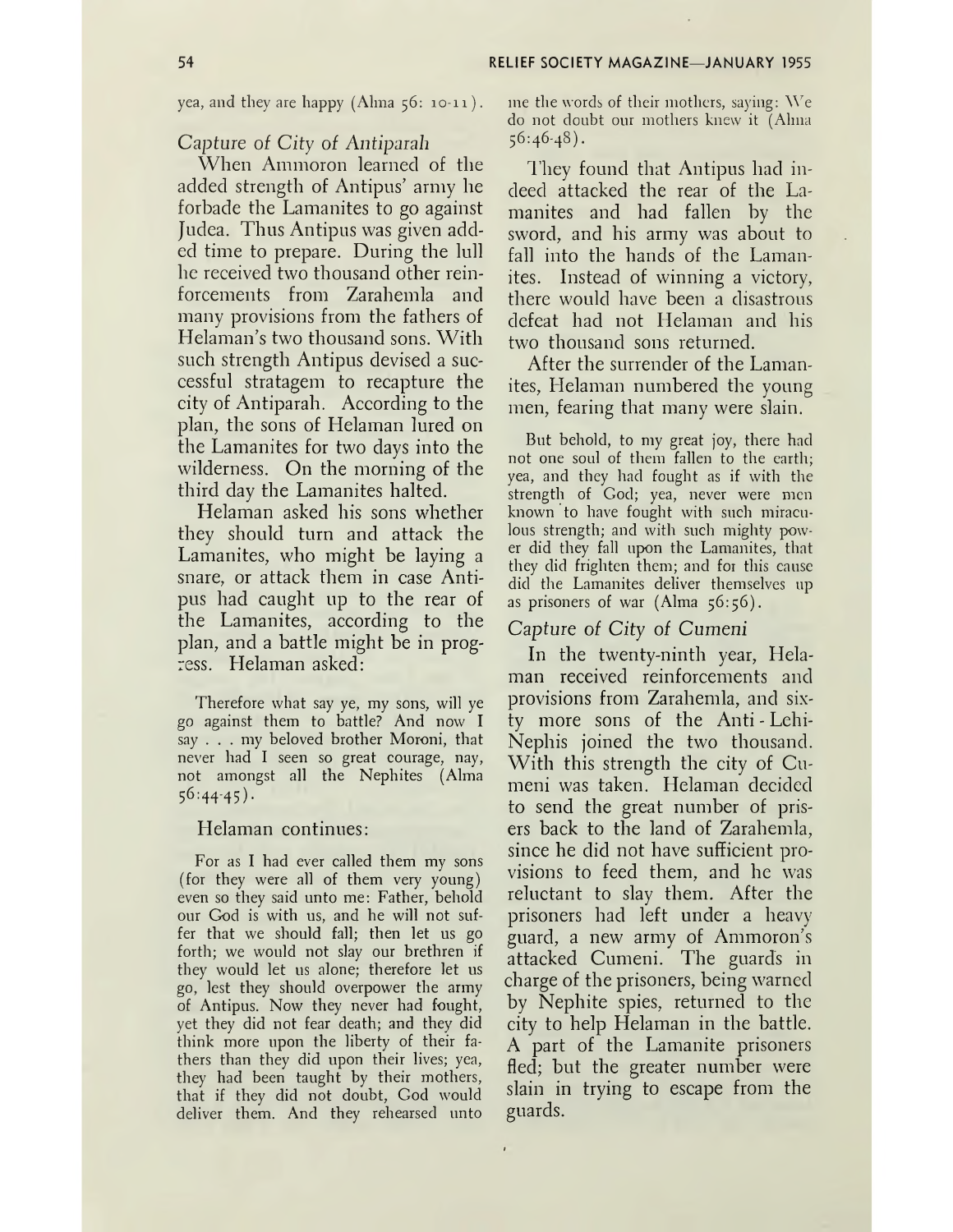yea, and they are happy (Alma 56: 10-11).

### Capture of City of Antiparah

When Ammoron learned of the added strength of Antipus' army he forbade the Lamanites to go against Judea. Thus Antipus was given added time to prepare. During the lull he received two thousand other reinforcements from Zarahemla and many provisions from the fathers of Helaman's two thousand sons. With such strength Antipus devised a successful stratagem to recapture the city of Antiparah. According to the plan, the sons of Helaman lured on the Lamanites for two days into the wilderness. On the morning of the third day the Lamanites halted.

Helaman asked his sons whether they should turn and attack the Lamanites, who might be laying a snare, or attack them in case Antipus had caught up to the rear of the Lamanites, according to the plan, and a battle might be in progress. Helaman asked:

> Therefore what say ye, my sons, will ye go against them to battle? And now I say . . . my beloved brother Moroni, that never had I seen so great courage, nay, not amongst all the Nephites (Alma 56:44-45).

Helaman continues:

> For as I had ever called them my sons (for they were all of them very young) even so they said unto me: Father, behold our God is with us, and he will not suffer that we should fall; then let us go forth; we would not slay our brethren if they would let us alone; therefore let us go, lest they should overpower the army of Antipus. Now they never had fought, yet they did not fear death; and they did think more upon the liberty of their fathers than they did upon their lives; yea, they had been taught by their mothers, that if they did not doubt, God would deliver them. And they rehearsed unto me the words of their mothers, saying: We do not doubt our mothers knew it (Alma 56:46-48).

They found that Antipus had indeed attacked the rear of the Lamanites and had fallen by the sword, and his army was about to fall into the hands of the Lamanites. Instead of winning a victory, there would have been a disastrous defeat had not Helaman and his two thousand sons returned.

After the surrender of the Lamanites, Helaman numbered the young men, fearing that many were slain.

> But behold, to my great joy, there had not one soul of them fallen to the earth; yea, and they had fought as if with the strength of God; yea, never were men known to have fought with such miraculous strength; and with such mighty power did they fall upon the Lamanites, that they did frighten them; and for this cause did the Lamanites deliver themselves up as prisoners of war (Alma 56:56).

### Capture of City of Cumeni

In the twenty-ninth year, Helaman received reinforcements and provisions from Zarahemla, and sixty more sons of the Anti-Lehi-Nephis joined the two thousand. With this strength the city of Cumeni was taken. Helaman decided to send the great number of prisers back to the land of Zarahemla, since he did not have sufficient provisions to feed them, and he was reluctant to slay them. After the prisoners had left under a heavy guard, a new army of Ammoron's attacked Cumeni. The guards in charge of the prisoners, being warned by Nephite spies, returned to the city to help Helaman in the battle. A part of the Lamanite prisoners fled; but the greater number were slain in trying to escape from the guards.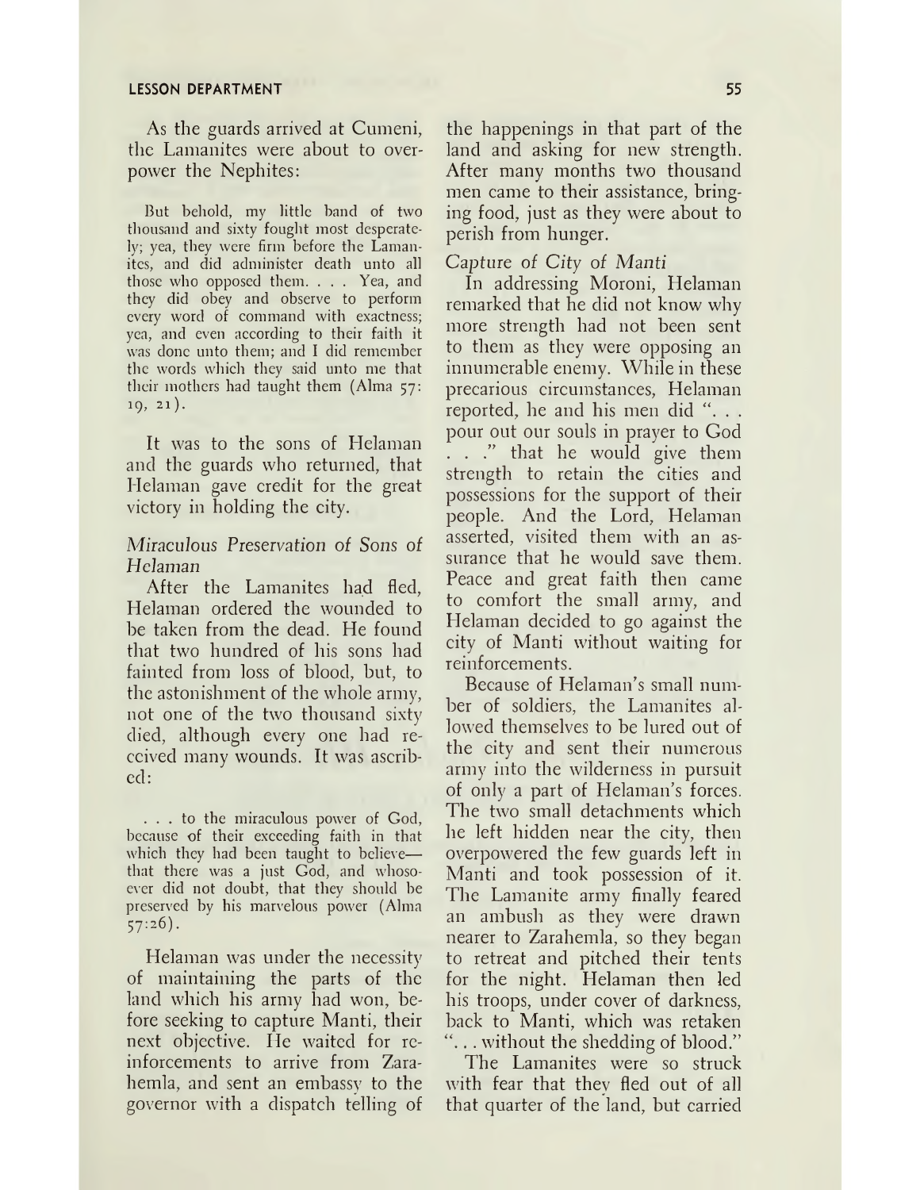As the guards arrived at Cumeni, the Lamanites were about to overpower the Nephites:

> But behold, my little band of two thousand and sixty fought most desperately; yea, they were firm before the Lamanites, and did administer death unto all those who opposed them. . . . Yea, and they did obey and observe to perform every word of command with exactness; yea, and even according to their faith it was done unto them; and I did remember the words which they said unto me that their mothers had taught them (Alma 57: 19, 21).

It was to the sons of Helaman and the guards who returned, that Helaman gave credit for the great victory in holding the city.

*Miraculous Preservation of Sons of Helaman*

After the Lamanites had fled, Helaman ordered the wounded to be taken from the dead. He found that two hundred of his sons had fainted from loss of blood, but, to the astonishment of the whole army, not one of the two thousand sixty died, although every one had received many wounds. It was ascribed:

> . . . to the miraculous power of God, because of their exceeding faith in that which they had been taught to believe—that there was a just God, and whosoever did not doubt, that they should be preserved by his marvelous power (Alma 57:26).

Helaman was under the necessity of maintaining the parts of the land which his army had won, before seeking to capture Manti, their next objective. He waited for reinforcements to arrive from Zarahemla, and sent an embassy to the governor with a dispatch telling of the happenings in that part of the land and asking for new strength. After many months two thousand men came to their assistance, bringing food, just as they were about to perish from hunger.

*Capture of City of Manti*

In addressing Moroni, Helaman remarked that he did not know why more strength had not been sent to them as they were opposing an innumerable enemy. While in these precarious circumstances, Helaman reported, he and his men did ". . . pour out our souls in prayer to God . . ." that he would give them strength to retain the cities and possessions for the support of their people. And the Lord, Helaman asserted, visited them with an assurance that he would save them. Peace and great faith then came to comfort the small army, and Helaman decided to go against the city of Manti without waiting for reinforcements.

Because of Helaman's small number of soldiers, the Lamanites allowed themselves to be lured out of the city and sent their numerous army into the wilderness in pursuit of only a part of Helaman's forces. The two small detachments which he left hidden near the city, then overpowered the few guards left in Manti and took possession of it. The Lamanite army finally feared an ambush as they were drawn nearer to Zarahemla, so they began to retreat and pitched their tents for the night. Helaman then led his troops, under cover of darkness, back to Manti, which was retaken ". . . without the shedding of blood."

The Lamanites were so struck with fear that they fled out of all that quarter of the land, but carried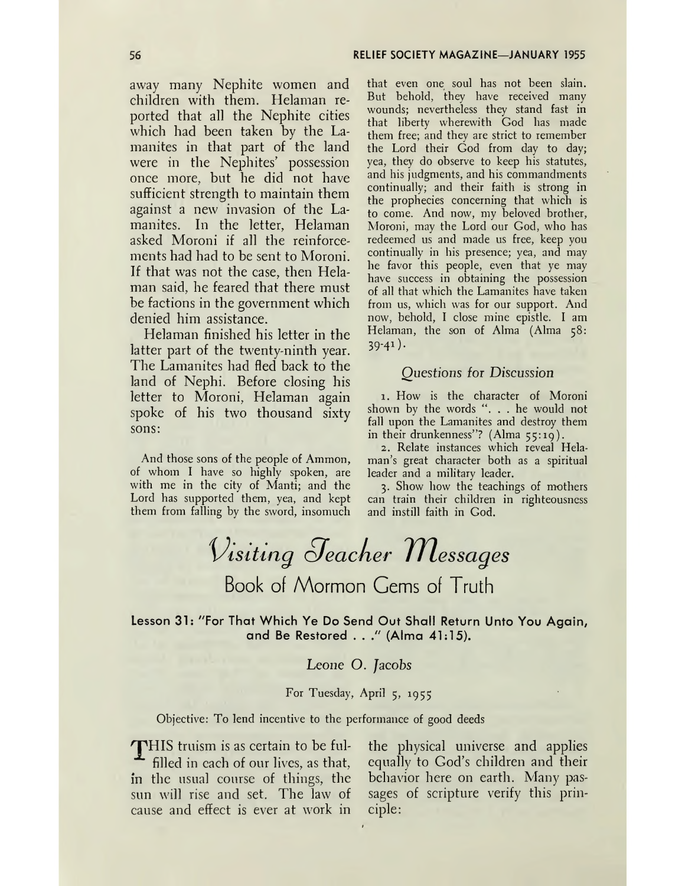away many Nephite women and children with them. Helaman reported that all the Nephite cities which had been taken by the Lamanites in that part of the land were in the Nephites' possession once more, but he did not have sufficient strength to maintain them against a new invasion of the Lamanites. In the letter, Helaman asked Moroni if all the reinforcements had had to be sent to Moroni. If that was not the case, then Helaman said, he feared that there must be factions in the government which denied him assistance.

Helaman finished his letter in the latter part of the twenty-ninth year. The Lamanites had fled back to the land of Nephi. Before closing his letter to Moroni, Helaman again spoke of his two thousand sixty sons:

> And those sons of the people of Ammon, of whom I have so highly spoken, are with me in the city of Manti; and the Lord has supported them, yea, and kept them from falling by the sword, insomuch that even one soul has not been slain. But behold, they have received many wounds; nevertheless they stand fast in that liberty wherewith God has made them free; and they are strict to remember the Lord their God from day to day; yea, they do observe to keep his statutes, and his judgments, and his commandments continually; and their faith is strong in the prophecies concerning that which is to come. And now, my beloved brother, Moroni, may the Lord our God, who has redeemed us and made us free, keep you continually in his presence; yea, and may he favor this people, even that ye may have success in obtaining the possession of all that which the Lamanites have taken from us, which was for our support. And now, behold, I close mine epistle. I am Helaman, the son of Alma (Alma 58: 39-41).

### *Questions for Discussion*

1. How is the character of Moroni shown by the words ". . . he would not fall upon the Lamanites and destroy them in their drunkenness"? (Alma 55:19).
2. Relate instances which reveal Helaman's great character both as a spiritual leader and a military leader.
3. Show how the teachings of mothers can train their children in righteousness and instill faith in God.

# *Visiting Teacher Messages*

## Book of Mormon Gems of Truth

**Lesson 31: "For That Which Ye Do Send Out Shall Return Unto You Again, and Be Restored . . ." (Alma 41:15).**

*Leone O. Jacobs*

For Tuesday, April 5, 1955

Objective: To lend incentive to the performance of good deeds

THIS truism is as certain to be fulfilled in each of our lives, as that, in the usual course of things, the sun will rise and set. The law of cause and effect is ever at work in the physical universe and applies equally to God's children and their behavior here on earth. Many passages of scripture verify this principle: